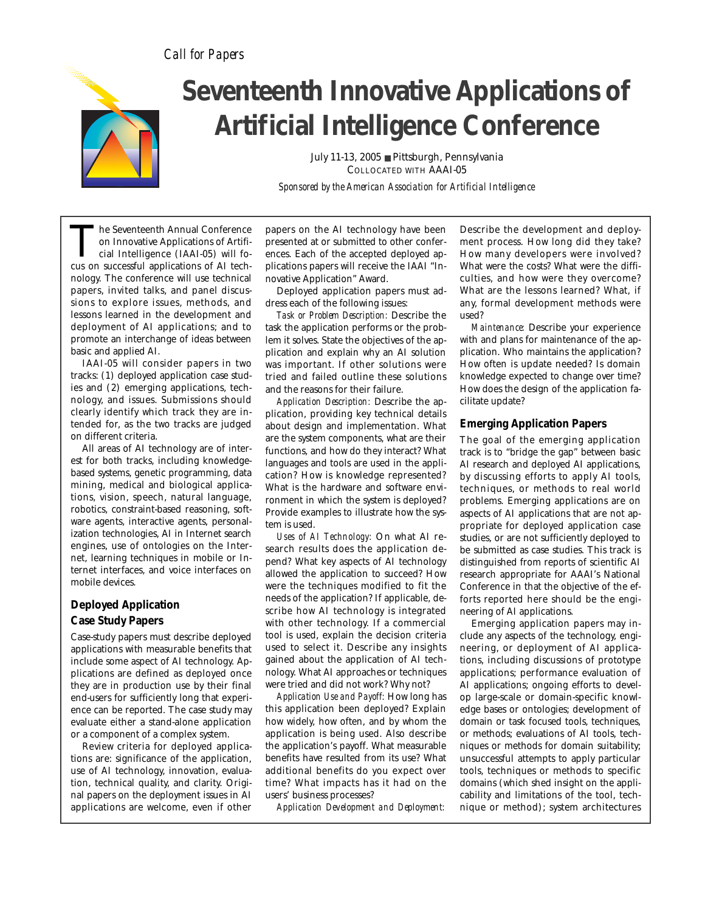*Call for Papers*

# Seventeenth Innovative Applications of Artificial Intelligence Conference

July 11-13, 2005 ■ Pittsburgh, Pennsylvania
COLLOCATED WITH AAAI-05

*Sponsored by the American Association for Artificial Intelligence*

The Seventeenth Annual Conference on Innovative Applications of Artificial Intelligence (IAAI-05) will focus on successful applications of AI technology. The conference will use technical papers, invited talks, and panel discussions to explore issues, methods, and lessons learned in the development and deployment of AI applications; and to promote an interchange of ideas between basic and applied AI.

IAAI-05 will consider papers in two tracks: (1) deployed application case studies and (2) emerging applications, technology, and issues. Submissions should clearly identify which track they are intended for, as the two tracks are judged on different criteria.

All areas of AI technology are of interest for both tracks, including knowledge-based systems, genetic programming, data mining, medical and biological applications, vision, speech, natural language, robotics, constraint-based reasoning, software agents, interactive agents, personalization technologies, AI in Internet search engines, use of ontologies on the Internet, learning techniques in mobile or Internet interfaces, and voice interfaces on mobile devices.

## Deployed Application Case Study Papers

Case-study papers must describe deployed applications with measurable benefits that include some aspect of AI technology. Applications are defined as deployed once they are in production use by their final end-users for sufficiently long that experience can be reported. The case study may evaluate either a stand-alone application or a component of a complex system.

Review criteria for deployed applications are: significance of the application, use of AI technology, innovation, evaluation, technical quality, and clarity. Original papers on the deployment issues in AI applications are welcome, even if other papers on the AI technology have been presented at or submitted to other conferences. Each of the accepted deployed applications papers will receive the IAAI "Innovative Application" Award.

Deployed application papers must address each of the following issues:

*Task or Problem Description:* Describe the task the application performs or the problem it solves. State the objectives of the application and explain why an AI solution was important. If other solutions were tried and failed outline these solutions and the reasons for their failure.

*Application Description:* Describe the application, providing key technical details about design and implementation. What are the system components, what are their functions, and how do they interact? What languages and tools are used in the application? How is knowledge represented? What is the hardware and software environment in which the system is deployed? Provide examples to illustrate how the system is used.

*Uses of AI Technology:* On what AI research results does the application depend? What key aspects of AI technology allowed the application to succeed? How were the techniques modified to fit the needs of the application? If applicable, describe how AI technology is integrated with other technology. If a commercial tool is used, explain the decision criteria used to select it. Describe any insights gained about the application of AI technology. What AI approaches or techniques were tried and did not work? Why not?

*Application Use and Payoff:* How long has this application been deployed? Explain how widely, how often, and by whom the application is being used. Also describe the application's payoff. What measurable benefits have resulted from its use? What additional benefits do you expect over time? What impacts has it had on the users' business processes?

*Application Development and Deployment:* Describe the development and deployment process. How long did they take? How many developers were involved? What were the costs? What were the difficulties, and how were they overcome? What are the lessons learned? What, if any, formal development methods were used?

*Maintenance:* Describe your experience with and plans for maintenance of the application. Who maintains the application? How often is update needed? Is domain knowledge expected to change over time? How does the design of the application facilitate update?

## Emerging Application Papers

The goal of the emerging application track is to "bridge the gap" between basic AI research and deployed AI applications, by discussing efforts to apply AI tools, techniques, or methods to real world problems. Emerging applications are on aspects of AI applications that are not appropriate for deployed application case studies, or are not sufficiently deployed to be submitted as case studies. This track is distinguished from reports of scientific AI research appropriate for AAAI's National Conference in that the objective of the efforts reported here should be the engineering of AI applications.

Emerging application papers may include any aspects of the technology, engineering, or deployment of AI applications, including discussions of prototype applications; performance evaluation of AI applications; ongoing efforts to develop large-scale or domain-specific knowledge bases or ontologies; development of domain or task focused tools, techniques, or methods; evaluations of AI tools, techniques or methods for domain suitability; unsuccessful attempts to apply particular tools, techniques or methods to specific domains (which shed insight on the applicability and limitations of the tool, technique or method); system architectures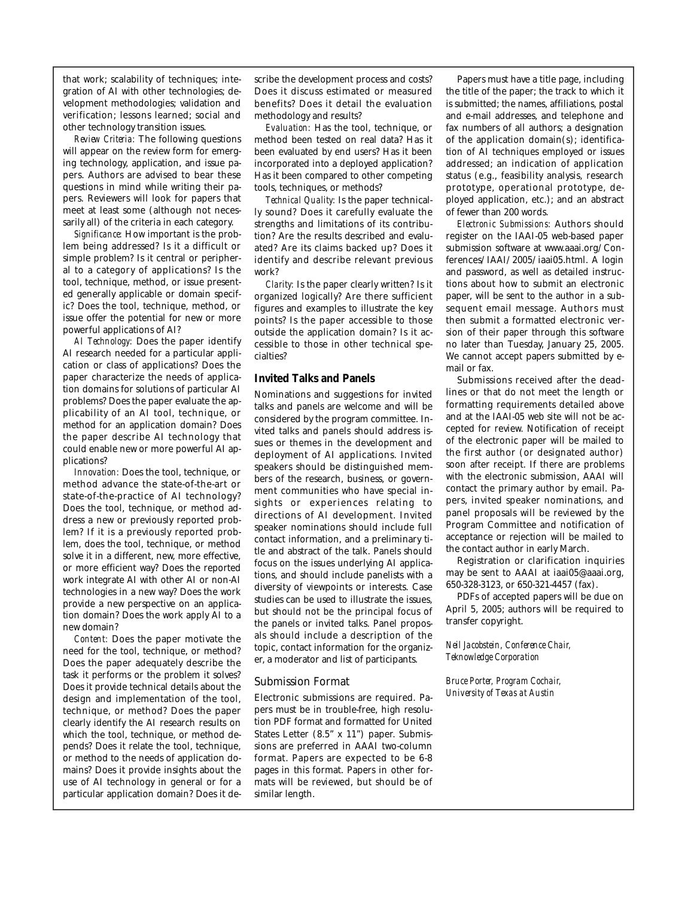that work; scalability of techniques; integration of AI with other technologies; development methodologies; validation and verification; lessons learned; social and other technology transition issues.

*Review Criteria:* The following questions will appear on the review form for emerging technology, application, and issue papers. Authors are advised to bear these questions in mind while writing their papers. Reviewers will look for papers that meet at least some (although not necessarily all) of the criteria in each category.

*Significance:* How important is the problem being addressed? Is it a difficult or simple problem? Is it central or peripheral to a category of applications? Is the tool, technique, method, or issue presented generally applicable or domain specific? Does the tool, technique, method, or issue offer the potential for new or more powerful applications of AI?

*AI Technology:* Does the paper identify AI research needed for a particular application or class of applications? Does the paper characterize the needs of application domains for solutions of particular AI problems? Does the paper evaluate the applicability of an AI tool, technique, or method for an application domain? Does the paper describe AI technology that could enable new or more powerful AI applications?

*Innovation:* Does the tool, technique, or method advance the state-of-the-art or state-of-the-practice of AI technology? Does the tool, technique, or method address a new or previously reported problem? If it is a previously reported problem, does the tool, technique, or method solve it in a different, new, more effective, or more efficient way? Does the reported work integrate AI with other AI or non-AI technologies in a new way? Does the work provide a new perspective on an application domain? Does the work apply AI to a new domain?

*Content:* Does the paper motivate the need for the tool, technique, or method? Does the paper adequately describe the task it performs or the problem it solves? Does it provide technical details about the design and implementation of the tool, technique, or method? Does the paper clearly identify the AI research results on which the tool, technique, or method depends? Does it relate the tool, technique, or method to the needs of application domains? Does it provide insights about the use of AI technology in general or for a particular application domain? Does it describe the development process and costs? Does it discuss estimated or measured benefits? Does it detail the evaluation methodology and results?

*Evaluation:* Has the tool, technique, or method been tested on real data? Has it been evaluated by end users? Has it been incorporated into a deployed application? Has it been compared to other competing tools, techniques, or methods?

*Technical Quality:* Is the paper technically sound? Does it carefully evaluate the strengths and limitations of its contribution? Are the results described and evaluated? Are its claims backed up? Does it identify and describe relevant previous work?

*Clarity:* Is the paper clearly written? Is it organized logically? Are there sufficient figures and examples to illustrate the key points? Is the paper accessible to those outside the application domain? Is it accessible to those in other technical specialties?

## Invited Talks and Panels

Nominations and suggestions for invited talks and panels are welcome and will be considered by the program committee. Invited talks and panels should address issues or themes in the development and deployment of AI applications. Invited speakers should be distinguished members of the research, business, or government communities who have special insights or experiences relating to directions of AI development. Invited speaker nominations should include full contact information, and a preliminary title and abstract of the talk. Panels should focus on the issues underlying AI applications, and should include panelists with a diversity of viewpoints or interests. Case studies can be used to illustrate the issues, but should not be the principal focus of the panels or invited talks. Panel proposals should include a description of the topic, contact information for the organizer, a moderator and list of participants.

### Submission Format

Electronic submissions are required. Papers must be in trouble-free, high resolution PDF format and formatted for United States Letter (8.5" x 11") paper. Submissions are preferred in AAAI two-column format. Papers are expected to be 6-8 pages in this format. Papers in other formats will be reviewed, but should be of similar length.

Papers must have a title page, including the title of the paper; the track to which it is submitted; the names, affiliations, postal and e-mail addresses, and telephone and fax numbers of all authors; a designation of the application domain(s); identification of AI techniques employed or issues addressed; an indication of application status (e.g., feasibility analysis, research prototype, operational prototype, deployed application, etc.); and an abstract of fewer than 200 words.

*Electronic Submissions:* Authors should register on the IAAI-05 web-based paper submission software at www.aaai.org/Conferences/IAAI/2005/iaai05.html. A login and password, as well as detailed instructions about how to submit an electronic paper, will be sent to the author in a subsequent email message. Authors must then submit a formatted electronic version of their paper through this software no later than Tuesday, January 25, 2005. We cannot accept papers submitted by e-mail or fax.

Submissions received after the deadlines or that do not meet the length or formatting requirements detailed above and at the IAAI-05 web site will not be accepted for review. Notification of receipt of the electronic paper will be mailed to the first author (or designated author) soon after receipt. If there are problems with the electronic submission, AAAI will contact the primary author by email. Papers, invited speaker nominations, and panel proposals will be reviewed by the Program Committee and notification of acceptance or rejection will be mailed to the contact author in early March.

Registration or clarification inquiries may be sent to AAAI at iaai05@aaai.org, 650-328-3123, or 650-321-4457 (fax).

PDFs of accepted papers will be due on April 5, 2005; authors will be required to transfer copyright.

*Neil Jacobstein, Conference Chair, Teknowledge Corporation*

*Bruce Porter, Program Cochair, University of Texas at Austin*